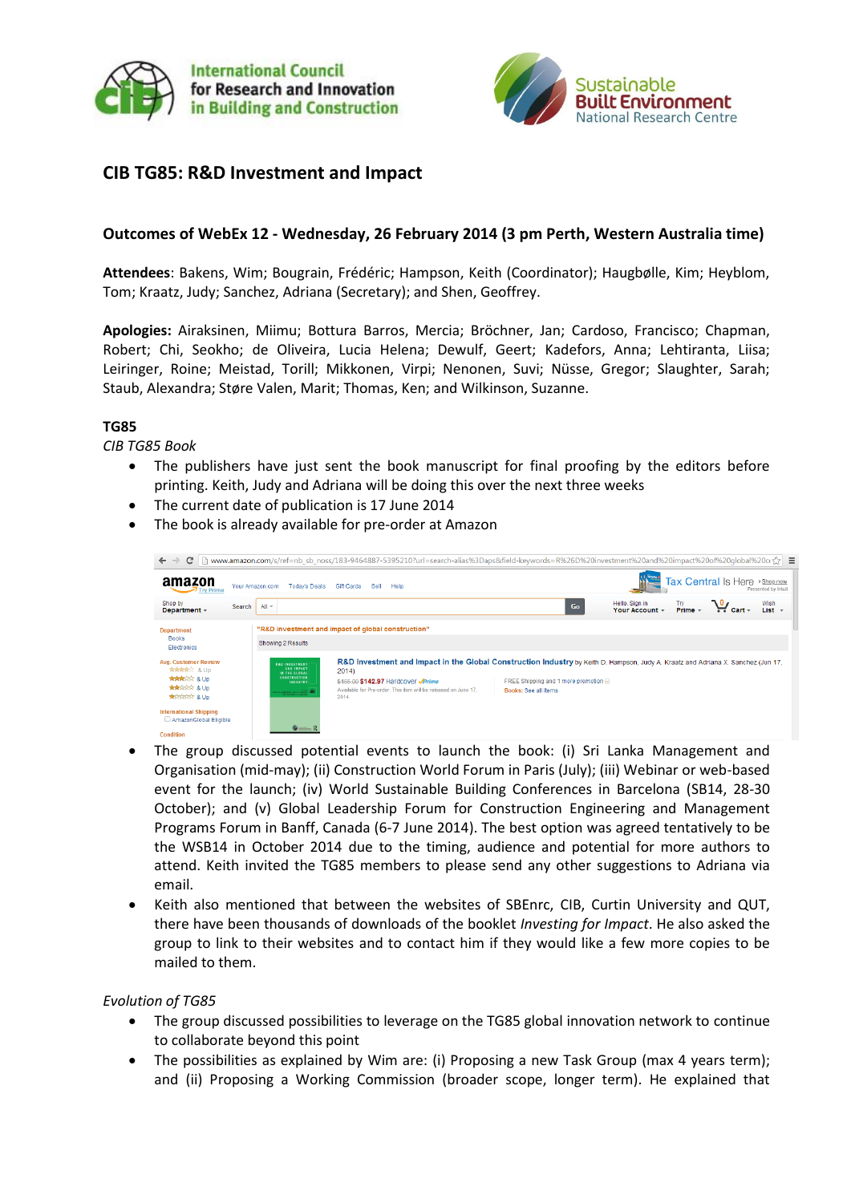International Council for Research and Innovation in Building and Construction

Sustainable Built Environment National Research Centre

## CIB TG85: R&D Investment and Impact

### Outcomes of WebEx 12 - Wednesday, 26 February 2014 (3 pm Perth, Western Australia time)

**Attendees**: Bakens, Wim; Bougrain, Frédéric; Hampson, Keith (Coordinator); Haugbølle, Kim; Heyblom, Tom; Kraatz, Judy; Sanchez, Adriana (Secretary); and Shen, Geoffrey.

**Apologies:** Airaksinen, Miimu; Bottura Barros, Mercia; Bröchner, Jan; Cardoso, Francisco; Chapman, Robert; Chi, Seokho; de Oliveira, Lucia Helena; Dewulf, Geert; Kadefors, Anna; Lehtiranta, Liisa; Leiringer, Roine; Meistad, Torill; Mikkonen, Virpi; Nenonen, Suvi; Nüsse, Gregor; Slaughter, Sarah; Staub, Alexandra; Støre Valen, Marit; Thomas, Ken; and Wilkinson, Suzanne.

**TG85**

*CIB TG85 Book*

- The publishers have just sent the book manuscript for final proofing by the editors before printing. Keith, Judy and Adriana will be doing this over the next three weeks
- The current date of publication is 17 June 2014
- The book is already available for pre-order at Amazon

- The group discussed potential events to launch the book: (i) Sri Lanka Management and Organisation (mid-may); (ii) Construction World Forum in Paris (July); (iii) Webinar or web-based event for the launch; (iv) World Sustainable Building Conferences in Barcelona (SB14, 28-30 October); and (v) Global Leadership Forum for Construction Engineering and Management Programs Forum in Banff, Canada (6-7 June 2014). The best option was agreed tentatively to be the WSB14 in October 2014 due to the timing, audience and potential for more authors to attend. Keith invited the TG85 members to please send any other suggestions to Adriana via email.
- Keith also mentioned that between the websites of SBEnrc, CIB, Curtin University and QUT, there have been thousands of downloads of the booklet *Investing for Impact*. He also asked the group to link to their websites and to contact him if they would like a few more copies to be mailed to them.

*Evolution of TG85*

- The group discussed possibilities to leverage on the TG85 global innovation network to continue to collaborate beyond this point
- The possibilities as explained by Wim are: (i) Proposing a new Task Group (max 4 years term); and (ii) Proposing a Working Commission (broader scope, longer term). He explained that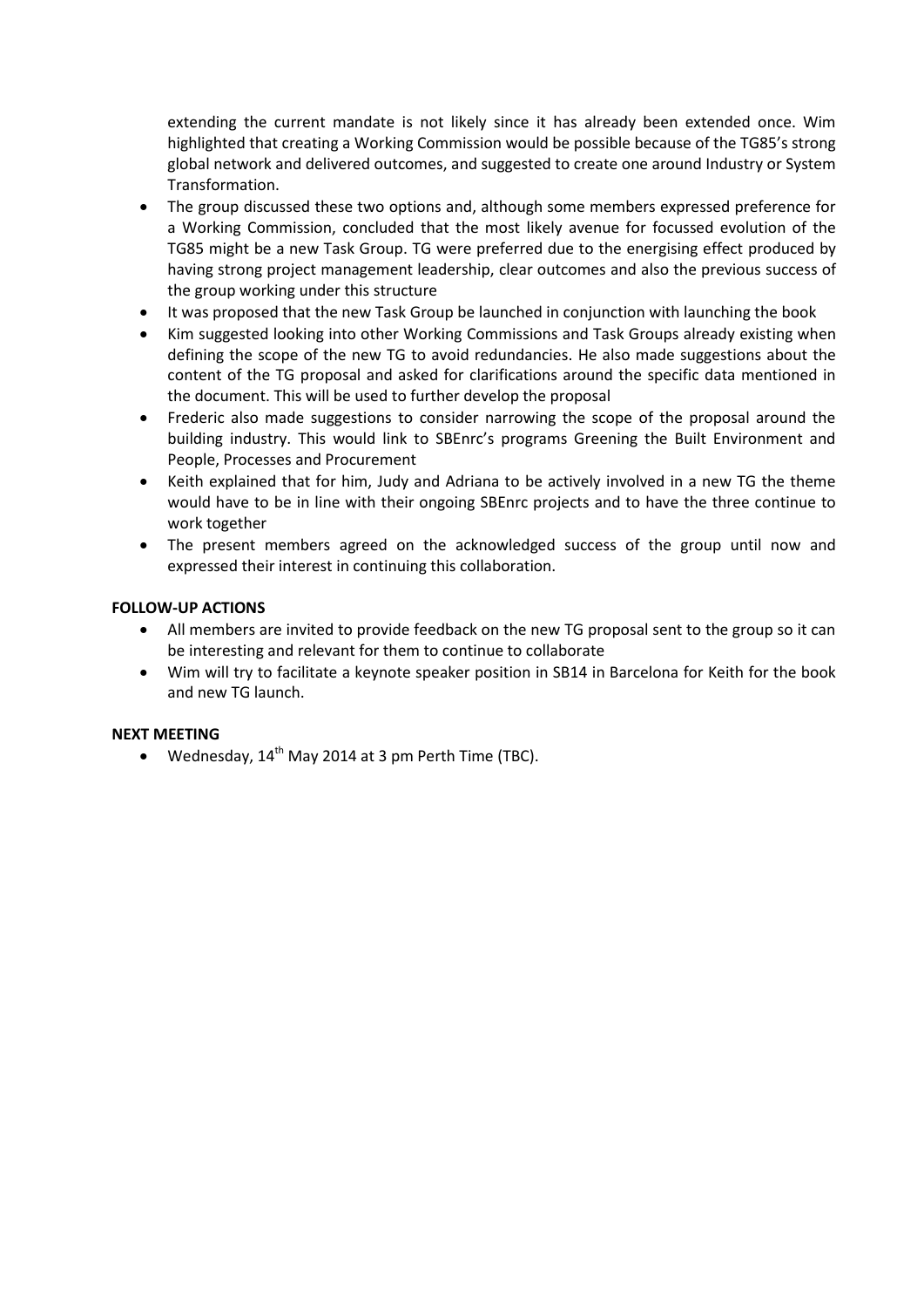extending the current mandate is not likely since it has already been extended once. Wim highlighted that creating a Working Commission would be possible because of the TG85's strong global network and delivered outcomes, and suggested to create one around Industry or System Transformation.

- The group discussed these two options and, although some members expressed preference for a Working Commission, concluded that the most likely avenue for focussed evolution of the TG85 might be a new Task Group. TG were preferred due to the energising effect produced by having strong project management leadership, clear outcomes and also the previous success of the group working under this structure
- It was proposed that the new Task Group be launched in conjunction with launching the book
- Kim suggested looking into other Working Commissions and Task Groups already existing when defining the scope of the new TG to avoid redundancies. He also made suggestions about the content of the TG proposal and asked for clarifications around the specific data mentioned in the document. This will be used to further develop the proposal
- Frederic also made suggestions to consider narrowing the scope of the proposal around the building industry. This would link to SBEnrc's programs Greening the Built Environment and People, Processes and Procurement
- Keith explained that for him, Judy and Adriana to be actively involved in a new TG the theme would have to be in line with their ongoing SBEnrc projects and to have the three continue to work together
- The present members agreed on the acknowledged success of the group until now and expressed their interest in continuing this collaboration.

**FOLLOW-UP ACTIONS**

- All members are invited to provide feedback on the new TG proposal sent to the group so it can be interesting and relevant for them to continue to collaborate
- Wim will try to facilitate a keynote speaker position in SB14 in Barcelona for Keith for the book and new TG launch.

**NEXT MEETING**

- Wednesday, 14th May 2014 at 3 pm Perth Time (TBC).